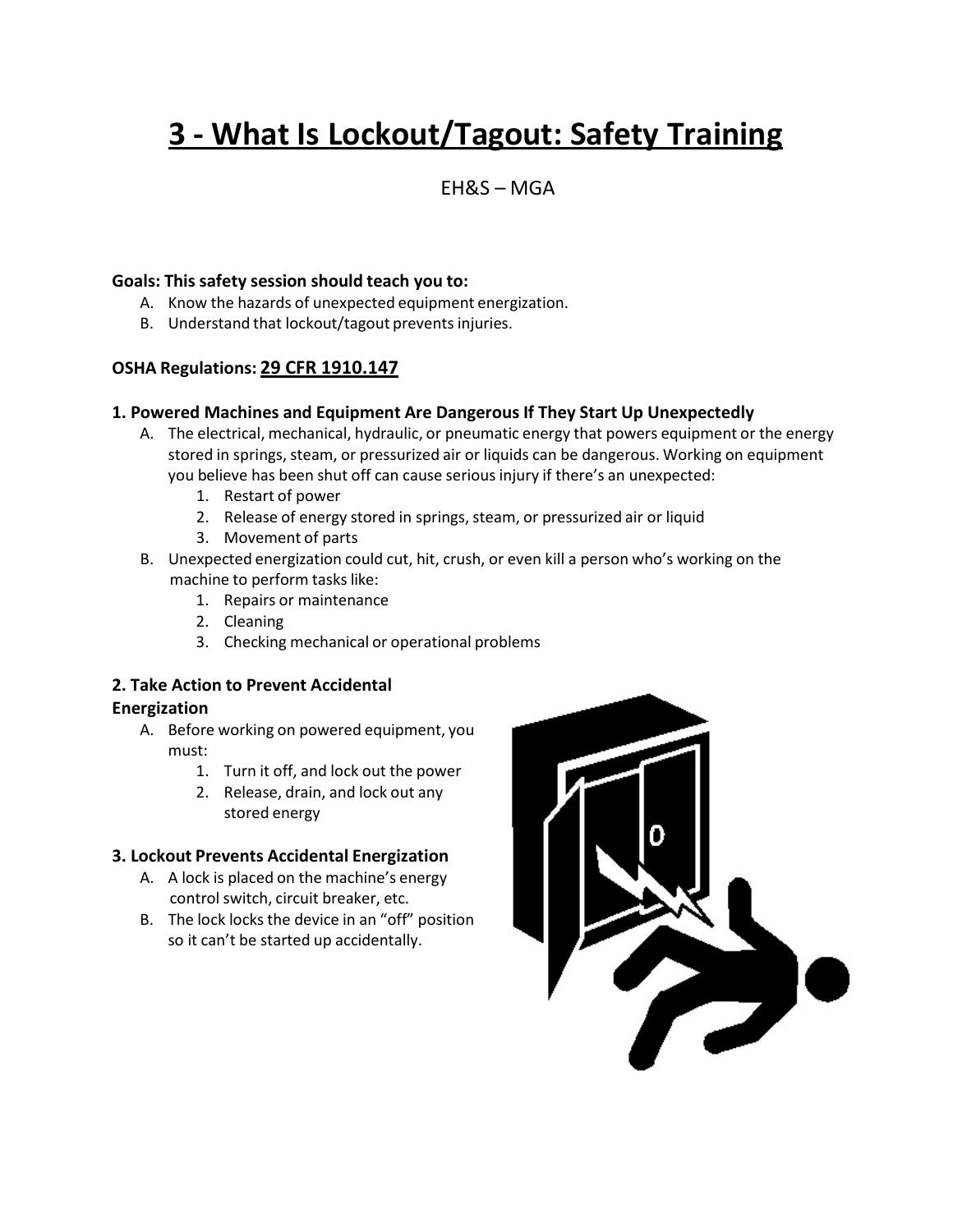# 3 - What Is Lockout/Tagout: Safety Training

EH&S – MGA

**Goals: This safety session should teach you to:**

A. Know the hazards of unexpected equipment energization.
B. Understand that lockout/tagout prevents injuries.

**OSHA Regulations: 29 CFR 1910.147**

### 1. Powered Machines and Equipment Are Dangerous If They Start Up Unexpectedly

A. The electrical, mechanical, hydraulic, or pneumatic energy that powers equipment or the energy stored in springs, steam, or pressurized air or liquids can be dangerous. Working on equipment you believe has been shut off can cause serious injury if there's an unexpected:
   1. Restart of power
   2. Release of energy stored in springs, steam, or pressurized air or liquid
   3. Movement of parts

B. Unexpected energization could cut, hit, crush, or even kill a person who's working on the machine to perform tasks like:
   1. Repairs or maintenance
   2. Cleaning
   3. Checking mechanical or operational problems

### 2. Take Action to Prevent Accidental Energization

A. Before working on powered equipment, you must:
   1. Turn it off, and lock out the power
   2. Release, drain, and lock out any stored energy

### 3. Lockout Prevents Accidental Energization

A. A lock is placed on the machine's energy control switch, circuit breaker, etc.
B. The lock locks the device in an "off" position so it can't be started up accidentally.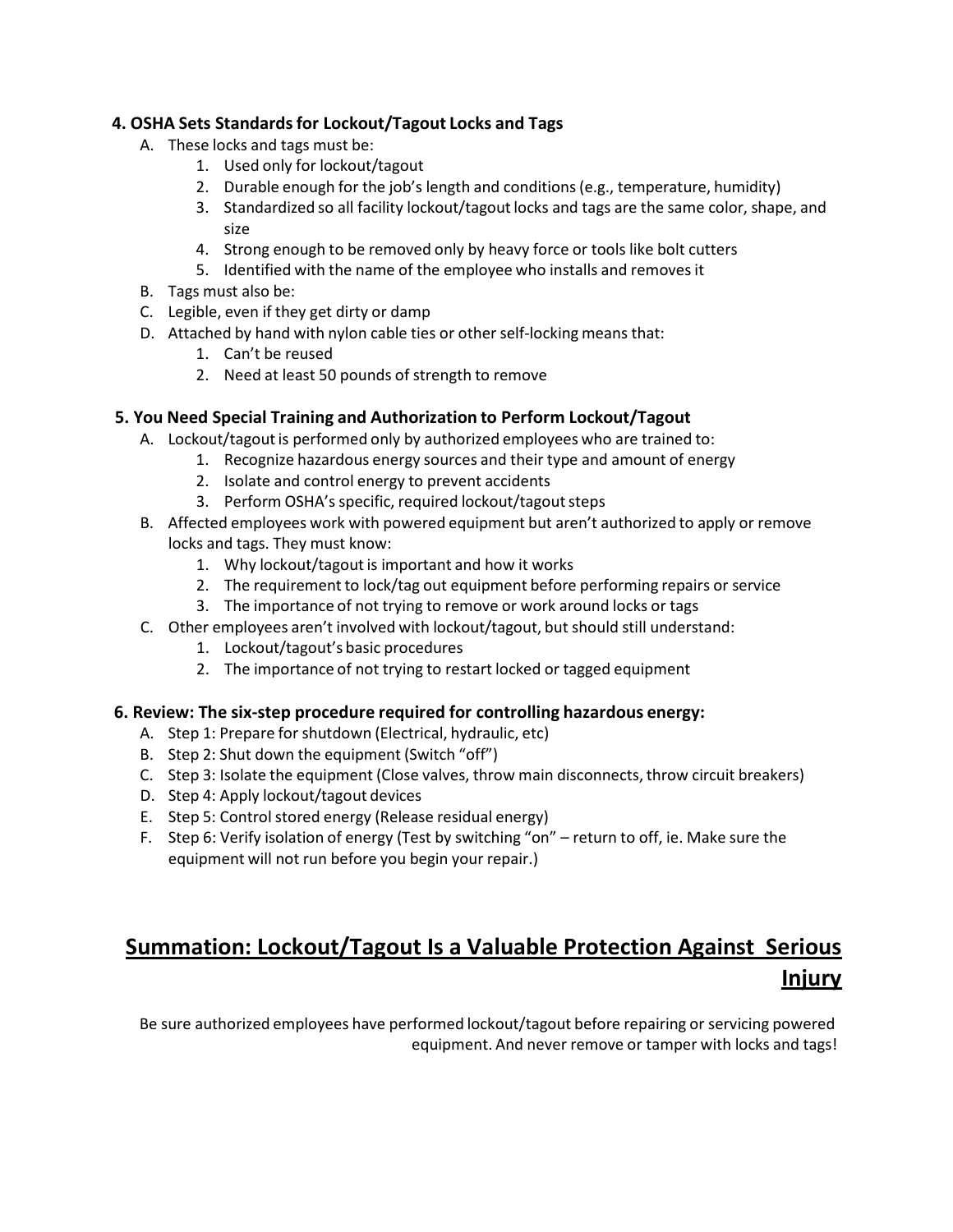### 4. OSHA Sets Standards for Lockout/Tagout Locks and Tags

A. These locks and tags must be:
   1. Used only for lockout/tagout
   2. Durable enough for the job's length and conditions (e.g., temperature, humidity)
   3. Standardized so all facility lockout/tagout locks and tags are the same color, shape, and size
   4. Strong enough to be removed only by heavy force or tools like bolt cutters
   5. Identified with the name of the employee who installs and removes it

B. Tags must also be:

C. Legible, even if they get dirty or damp

D. Attached by hand with nylon cable ties or other self-locking means that:
   1. Can't be reused
   2. Need at least 50 pounds of strength to remove

### 5. You Need Special Training and Authorization to Perform Lockout/Tagout

A. Lockout/tagout is performed only by authorized employees who are trained to:
   1. Recognize hazardous energy sources and their type and amount of energy
   2. Isolate and control energy to prevent accidents
   3. Perform OSHA's specific, required lockout/tagout steps

B. Affected employees work with powered equipment but aren't authorized to apply or remove locks and tags. They must know:
   1. Why lockout/tagout is important and how it works
   2. The requirement to lock/tag out equipment before performing repairs or service
   3. The importance of not trying to remove or work around locks or tags

C. Other employees aren't involved with lockout/tagout, but should still understand:
   1. Lockout/tagout's basic procedures
   2. The importance of not trying to restart locked or tagged equipment

### 6. Review: The six-step procedure required for controlling hazardous energy:

A. Step 1: Prepare for shutdown (Electrical, hydraulic, etc)

B. Step 2: Shut down the equipment (Switch "off")

C. Step 3: Isolate the equipment (Close valves, throw main disconnects, throw circuit breakers)

D. Step 4: Apply lockout/tagout devices

E. Step 5: Control stored energy (Release residual energy)

F. Step 6: Verify isolation of energy (Test by switching "on" – return to off, ie. Make sure the equipment will not run before you begin your repair.)

## Summation: Lockout/Tagout Is a Valuable Protection Against Serious Injury

Be sure authorized employees have performed lockout/tagout before repairing or servicing powered equipment. And never remove or tamper with locks and tags!